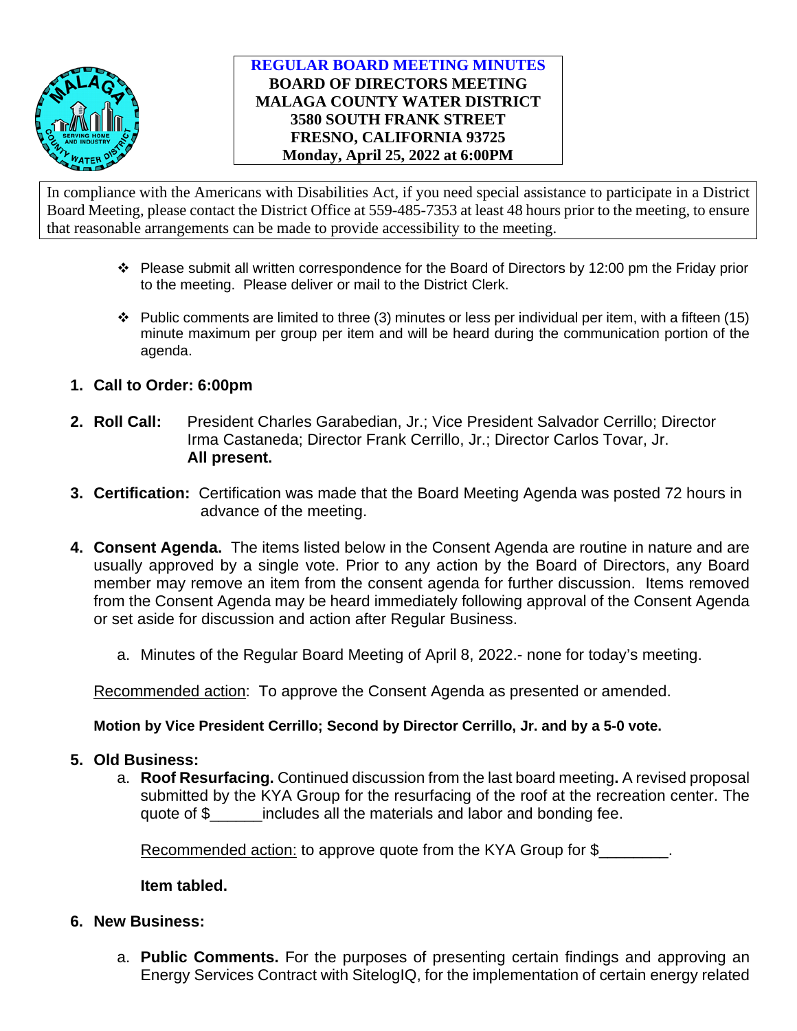**REGULAR BOARD MEETING MINUTES**
**BOARD OF DIRECTORS MEETING**
**MALAGA COUNTY WATER DISTRICT**
**3580 SOUTH FRANK STREET**
**FRESNO, CALIFORNIA 93725**
**Monday, April 25, 2022 at 6:00PM**

In compliance with the Americans with Disabilities Act, if you need special assistance to participate in a District Board Meeting, please contact the District Office at 559-485-7353 at least 48 hours prior to the meeting, to ensure that reasonable arrangements can be made to provide accessibility to the meeting.

- ❖ Please submit all written correspondence for the Board of Directors by 12:00 pm the Friday prior to the meeting. Please deliver or mail to the District Clerk.
- ❖ Public comments are limited to three (3) minutes or less per individual per item, with a fifteen (15) minute maximum per group per item and will be heard during the communication portion of the agenda.

1. **Call to Order: 6:00pm**

2. **Roll Call:** President Charles Garabedian, Jr.; Vice President Salvador Cerrillo; Director Irma Castaneda; Director Frank Cerrillo, Jr.; Director Carlos Tovar, Jr.
   **All present.**

3. **Certification:** Certification was made that the Board Meeting Agenda was posted 72 hours in advance of the meeting.

4. **Consent Agenda.** The items listed below in the Consent Agenda are routine in nature and are usually approved by a single vote. Prior to any action by the Board of Directors, any Board member may remove an item from the consent agenda for further discussion. Items removed from the Consent Agenda may be heard immediately following approval of the Consent Agenda or set aside for discussion and action after Regular Business.

   a. Minutes of the Regular Board Meeting of April 8, 2022.- none for today's meeting.

   Recommended action: To approve the Consent Agenda as presented or amended.

   **Motion by Vice President Cerrillo; Second by Director Cerrillo, Jr. and by a 5-0 vote.**

5. **Old Business:**

   a. **Roof Resurfacing.** Continued discussion from the last board meeting**.** A revised proposal submitted by the KYA Group for the resurfacing of the roof at the recreation center. The quote of $______includes all the materials and labor and bonding fee.

      Recommended action: to approve quote from the KYA Group for $________.

      **Item tabled.**

6. **New Business:**

   a. **Public Comments.** For the purposes of presenting certain findings and approving an Energy Services Contract with SitelogIQ, for the implementation of certain energy related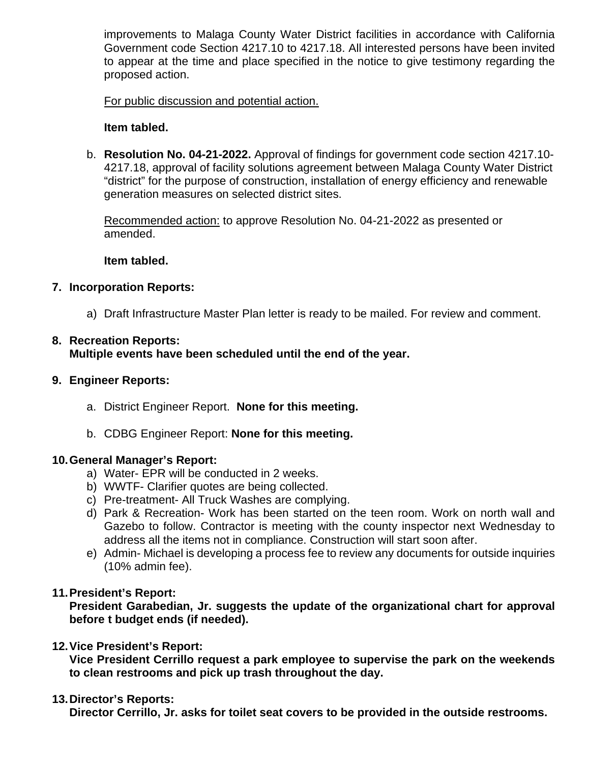improvements to Malaga County Water District facilities in accordance with California Government code Section 4217.10 to 4217.18. All interested persons have been invited to appear at the time and place specified in the notice to give testimony regarding the proposed action.

For public discussion and potential action.

**Item tabled.**

b. **Resolution No. 04-21-2022.** Approval of findings for government code section 4217.10-4217.18, approval of facility solutions agreement between Malaga County Water District "district" for the purpose of construction, installation of energy efficiency and renewable generation measures on selected district sites.

Recommended action: to approve Resolution No. 04-21-2022 as presented or amended.

**Item tabled.**

7. **Incorporation Reports:**

    a) Draft Infrastructure Master Plan letter is ready to be mailed. For review and comment.

8. **Recreation Reports:**
**Multiple events have been scheduled until the end of the year.**

9. **Engineer Reports:**

    a. District Engineer Report. **None for this meeting.**

    b. CDBG Engineer Report: **None for this meeting.**

10. **General Manager's Report:**
    a) Water- EPR will be conducted in 2 weeks.
    b) WWTF- Clarifier quotes are being collected.
    c) Pre-treatment- All Truck Washes are complying.
    d) Park & Recreation- Work has been started on the teen room. Work on north wall and Gazebo to follow. Contractor is meeting with the county inspector next Wednesday to address all the items not in compliance. Construction will start soon after.
    e) Admin- Michael is developing a process fee to review any documents for outside inquiries (10% admin fee).

11. **President's Report:**
**President Garabedian, Jr. suggests the update of the organizational chart for approval before t budget ends (if needed).**

12. **Vice President's Report:**
**Vice President Cerrillo request a park employee to supervise the park on the weekends to clean restrooms and pick up trash throughout the day.**

13. **Director's Reports:**
**Director Cerrillo, Jr. asks for toilet seat covers to be provided in the outside restrooms.**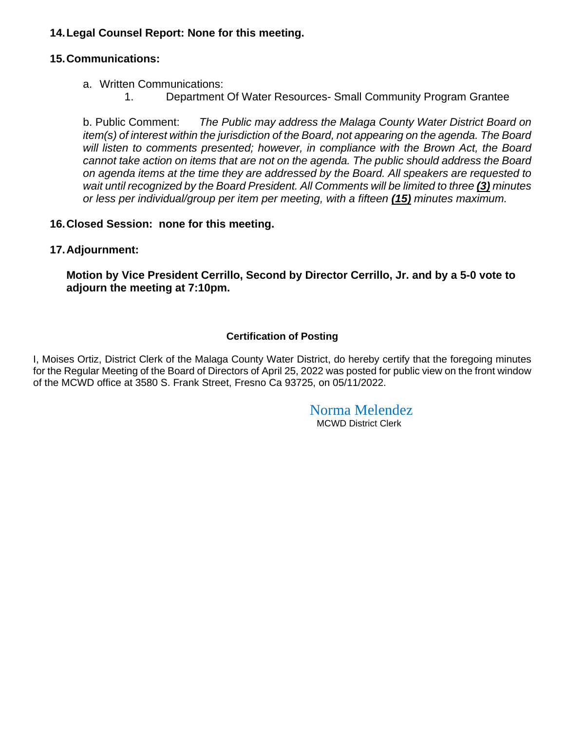**14. Legal Counsel Report: None for this meeting.**

**15. Communications:**

a. Written Communications:
   1. Department Of Water Resources- Small Community Program Grantee

b. Public Comment: *The Public may address the Malaga County Water District Board on item(s) of interest within the jurisdiction of the Board, not appearing on the agenda. The Board will listen to comments presented; however, in compliance with the Brown Act, the Board cannot take action on items that are not on the agenda. The public should address the Board on agenda items at the time they are addressed by the Board. All speakers are requested to wait until recognized by the Board President. All Comments will be limited to three **(3)** minutes or less per individual/group per item per meeting, with a fifteen **(15)** minutes maximum.*

**16. Closed Session: none for this meeting.**

**17. Adjournment:**

**Motion by Vice President Cerrillo, Second by Director Cerrillo, Jr. and by a 5-0 vote to adjourn the meeting at 7:10pm.**

**Certification of Posting**

I, Moises Ortiz, District Clerk of the Malaga County Water District, do hereby certify that the foregoing minutes for the Regular Meeting of the Board of Directors of April 25, 2022 was posted for public view on the front window of the MCWD office at 3580 S. Frank Street, Fresno Ca 93725, on 05/11/2022.

Norma Melendez
MCWD District Clerk